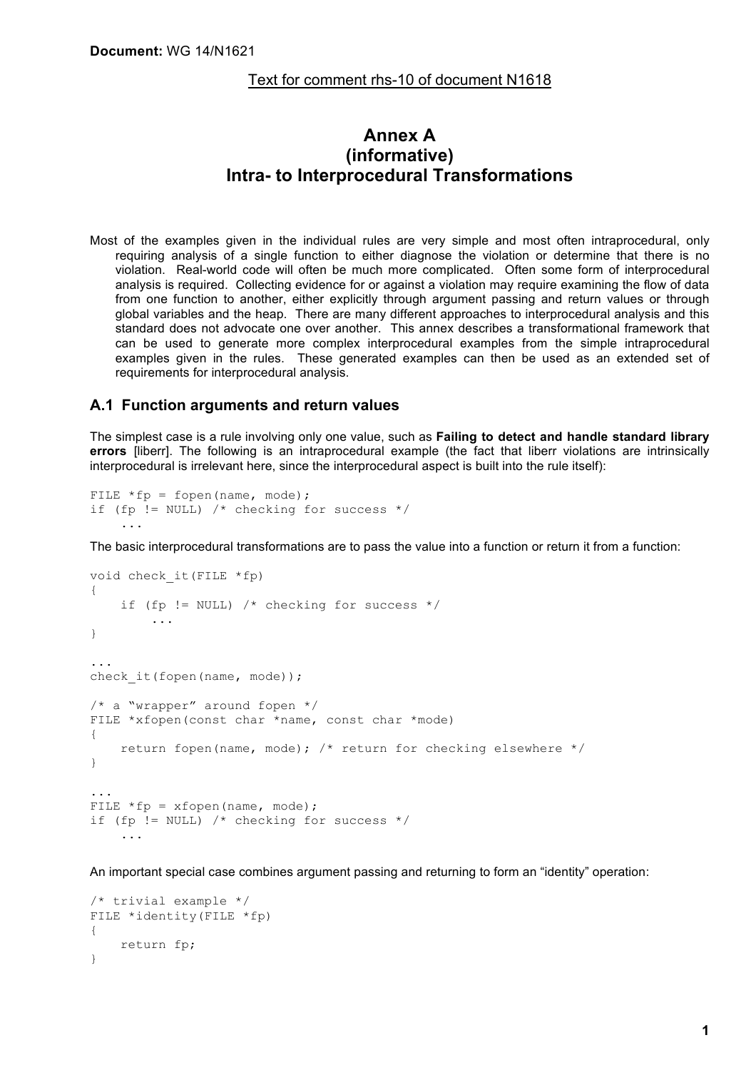**Document:** WG 14/N1621

Text for comment rhs-10 of document N1618

# Annex A
# (informative)
# Intra- to Interprocedural Transformations

Most of the examples given in the individual rules are very simple and most often intraprocedural, only requiring analysis of a single function to either diagnose the violation or determine that there is no violation. Real-world code will often be much more complicated. Often some form of interprocedural analysis is required. Collecting evidence for or against a violation may require examining the flow of data from one function to another, either explicitly through argument passing and return values or through global variables and the heap. There are many different approaches to interprocedural analysis and this standard does not advocate one over another. This annex describes a transformational framework that can be used to generate more complex interprocedural examples from the simple intraprocedural examples given in the rules. These generated examples can then be used as an extended set of requirements for interprocedural analysis.

## A.1 Function arguments and return values

The simplest case is a rule involving only one value, such as **Failing to detect and handle standard library errors** [liberr]. The following is an intraprocedural example (the fact that liberr violations are intrinsically interprocedural is irrelevant here, since the interprocedural aspect is built into the rule itself):

```
FILE *fp = fopen(name, mode);
if (fp != NULL) /* checking for success */
    ...
```

The basic interprocedural transformations are to pass the value into a function or return it from a function:

```
void check_it(FILE *fp)
{
    if (fp != NULL) /* checking for success */
        ...
}

...
check_it(fopen(name, mode));

/* a "wrapper" around fopen */
FILE *xfopen(const char *name, const char *mode)
{
    return fopen(name, mode); /* return for checking elsewhere */
}

...
FILE *fp = xfopen(name, mode);
if (fp != NULL) /* checking for success */
    ...
```

An important special case combines argument passing and returning to form an "identity" operation:

```
/* trivial example */
FILE *identity(FILE *fp)
{
    return fp;
}
```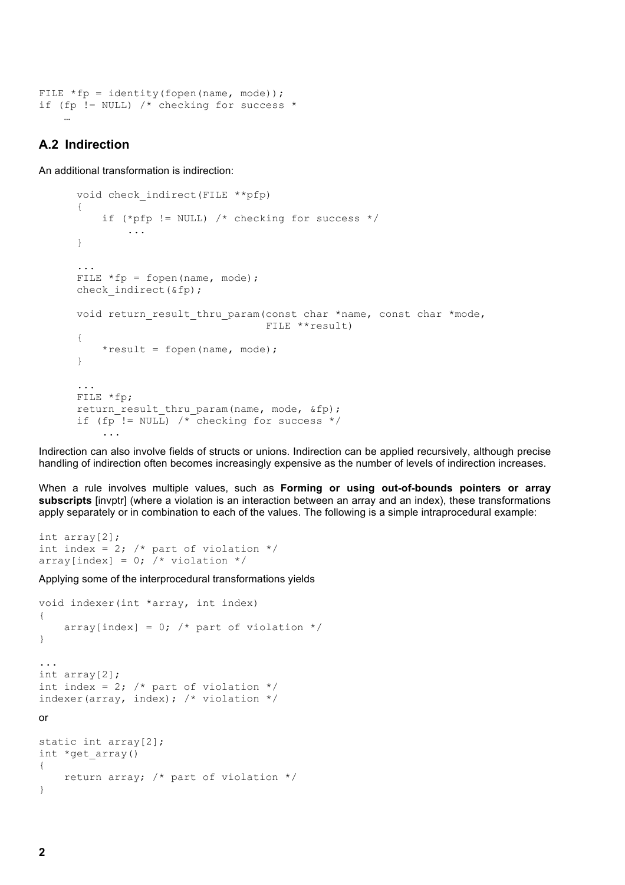```
FILE *fp = identity(fopen(name, mode));
if (fp != NULL) /* checking for success *
    …
```

## A.2 Indirection

An additional transformation is indirection:

```
void check_indirect(FILE **pfp)
{
    if (*pfp != NULL) /* checking for success */
        ...
}

...
FILE *fp = fopen(name, mode);
check_indirect(&fp);

void return_result_thru_param(const char *name, const char *mode,
                              FILE **result)
{
    *result = fopen(name, mode);
}

...
FILE *fp;
return_result_thru_param(name, mode, &fp);
if (fp != NULL) /* checking for success */
    ...
```

Indirection can also involve fields of structs or unions. Indirection can be applied recursively, although precise handling of indirection often becomes increasingly expensive as the number of levels of indirection increases.

When a rule involves multiple values, such as **Forming or using out-of-bounds pointers or array subscripts** [invptr] (where a violation is an interaction between an array and an index), these transformations apply separately or in combination to each of the values. The following is a simple intraprocedural example:

```
int array[2];
int index = 2; /* part of violation */
array[index] = 0; /* violation */
```

Applying some of the interprocedural transformations yields

```
void indexer(int *array, int index)
{
    array[index] = 0; /* part of violation */
}

...
int array[2];
int index = 2; /* part of violation */
indexer(array, index); /* violation */
```

or

```
static int array[2];
int *get_array()
{
    return array; /* part of violation */
}
```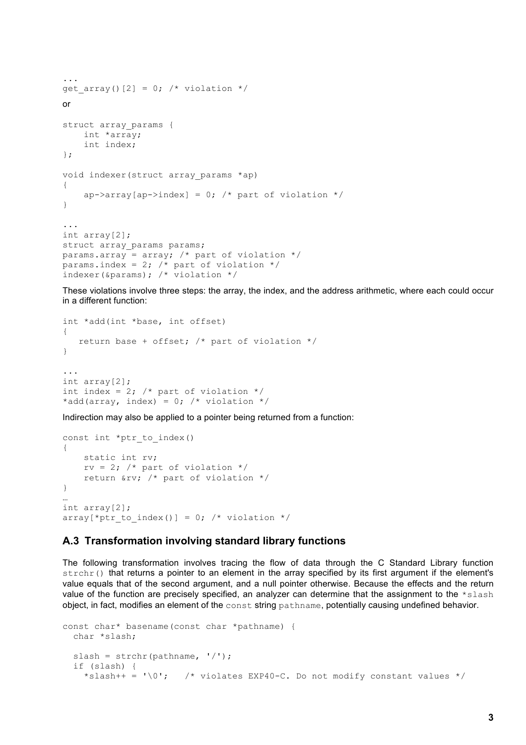```
...
get_array()[2] = 0; /* violation */
```

or

```
struct array_params {
    int *array;
    int index;
};

void indexer(struct array_params *ap)
{
    ap->array[ap->index] = 0; /* part of violation */
}

...
int array[2];
struct array_params params;
params.array = array; /* part of violation */
params.index = 2; /* part of violation */
indexer(&params); /* violation */
```

These violations involve three steps: the array, the index, and the address arithmetic, where each could occur in a different function:

```
int *add(int *base, int offset)
{
   return base + offset; /* part of violation */
}

...
int array[2];
int index = 2; /* part of violation */
*add(array, index) = 0; /* violation */
```

Indirection may also be applied to a pointer being returned from a function:

```
const int *ptr_to_index()
{
    static int rv;
    rv = 2; /* part of violation */
    return &rv; /* part of violation */
}
…
int array[2];
array[*ptr_to_index()] = 0; /* violation */
```

### A.3 Transformation involving standard library functions

The following transformation involves tracing the flow of data through the C Standard Library function `strchr()` that returns a pointer to an element in the array specified by its first argument if the element's value equals that of the second argument, and a null pointer otherwise. Because the effects and the return value of the function are precisely specified, an analyzer can determine that the assignment to the `*slash` object, in fact, modifies an element of the `const` string `pathname`, potentially causing undefined behavior.

```
const char* basename(const char *pathname) {
  char *slash;

  slash = strchr(pathname, '/');
  if (slash) {
    *slash++ = '\0';   /* violates EXP40-C. Do not modify constant values */
```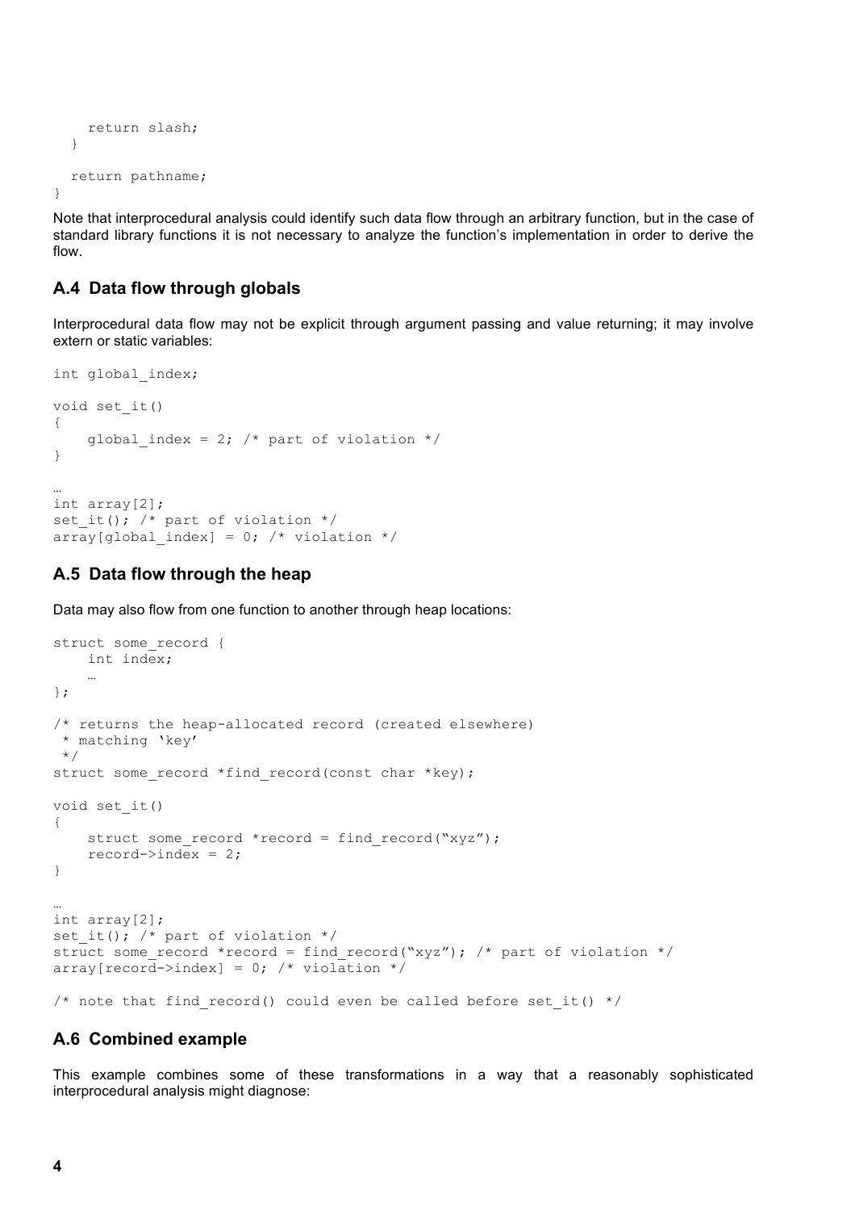```
    return slash;
  }

  return pathname;
}
```

Note that interprocedural analysis could identify such data flow through an arbitrary function, but in the case of standard library functions it is not necessary to analyze the function's implementation in order to derive the flow.

## A.4 Data flow through globals

Interprocedural data flow may not be explicit through argument passing and value returning; it may involve extern or static variables:

```
int global_index;

void set_it()
{
    global_index = 2; /* part of violation */
}

…
int array[2];
set_it(); /* part of violation */
array[global_index] = 0; /* violation */
```

## A.5 Data flow through the heap

Data may also flow from one function to another through heap locations:

```
struct some_record {
    int index;
    …
};

/* returns the heap-allocated record (created elsewhere)
 * matching 'key'
 */
struct some_record *find_record(const char *key);

void set_it()
{
    struct some_record *record = find_record("xyz");
    record->index = 2;
}

…
int array[2];
set_it(); /* part of violation */
struct some_record *record = find_record("xyz"); /* part of violation */
array[record->index] = 0; /* violation */

/* note that find_record() could even be called before set_it() */
```

## A.6 Combined example

This example combines some of these transformations in a way that a reasonably sophisticated interprocedural analysis might diagnose: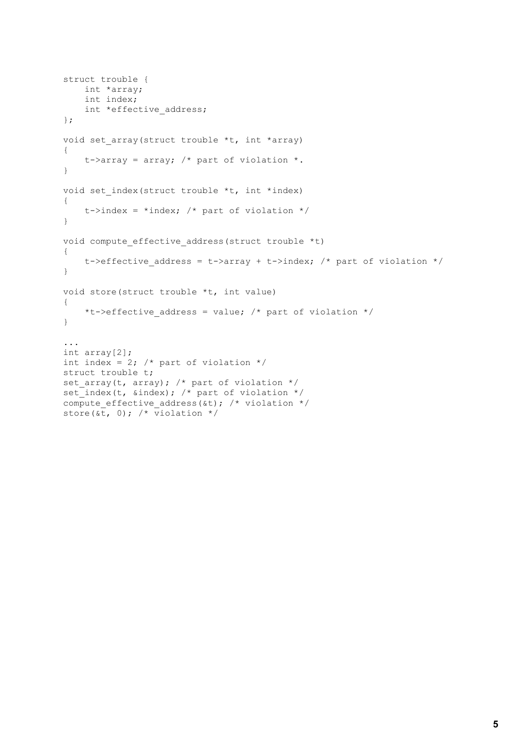```
struct trouble {
    int *array;
    int index;
    int *effective_address;
};

void set_array(struct trouble *t, int *array)
{
    t->array = array; /* part of violation *.
}

void set_index(struct trouble *t, int *index)
{
    t->index = *index; /* part of violation */
}

void compute_effective_address(struct trouble *t)
{
    t->effective_address = t->array + t->index; /* part of violation */
}

void store(struct trouble *t, int value)
{
    *t->effective_address = value; /* part of violation */
}

...
int array[2];
int index = 2; /* part of violation */
struct trouble t;
set_array(t, array); /* part of violation */
set_index(t, &index); /* part of violation */
compute_effective_address(&t); /* violation */
store(&t, 0); /* violation */
```